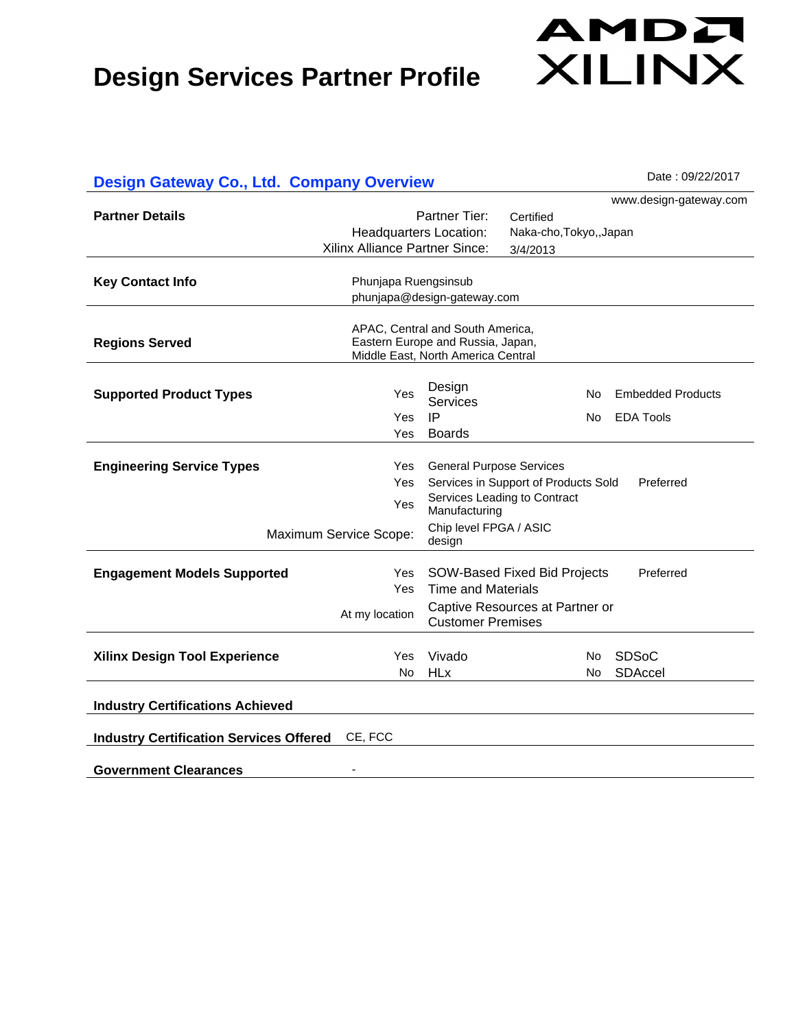# Design Services Partner Profile

AMD XILINX

## Design Gateway Co., Ltd. Company Overview

Date : 09/22/2017

www.design-gateway.com

**Partner Details**

| | |
|---|---|
| Partner Tier: | Certified |
| Headquarters Location: | Naka-cho,Tokyo,,Japan |
| Xilinx Alliance Partner Since: | 3/4/2013 |

**Key Contact Info**

Phunjapa Ruengsinsub
phunjapa@design-gateway.com

**Regions Served**

APAC, Central and South America, Eastern Europe and Russia, Japan, Middle East, North America Central

**Supported Product Types**

| | | | |
|---|---|---|---|
| Yes | Design Services | No | Embedded Products |
| Yes | IP | No | EDA Tools |
| Yes | Boards | | |

**Engineering Service Types**

| | | |
|---|---|---|
| Yes | General Purpose Services | |
| Yes | Services in Support of Products Sold | Preferred |
| Yes | Services Leading to Contract Manufacturing | |
| Maximum Service Scope: | Chip level FPGA / ASIC design | |

**Engagement Models Supported**

| | | |
|---|---|---|
| Yes | SOW-Based Fixed Bid Projects | Preferred |
| Yes | Time and Materials | |
| At my location | Captive Resources at Partner or Customer Premises | |

**Xilinx Design Tool Experience**

| | | | |
|---|---|---|---|
| Yes | Vivado | No | SDSoC |
| No | HLx | No | SDAccel |

**Industry Certifications Achieved**

**Industry Certification Services Offered** CE, FCC

**Government Clearances** -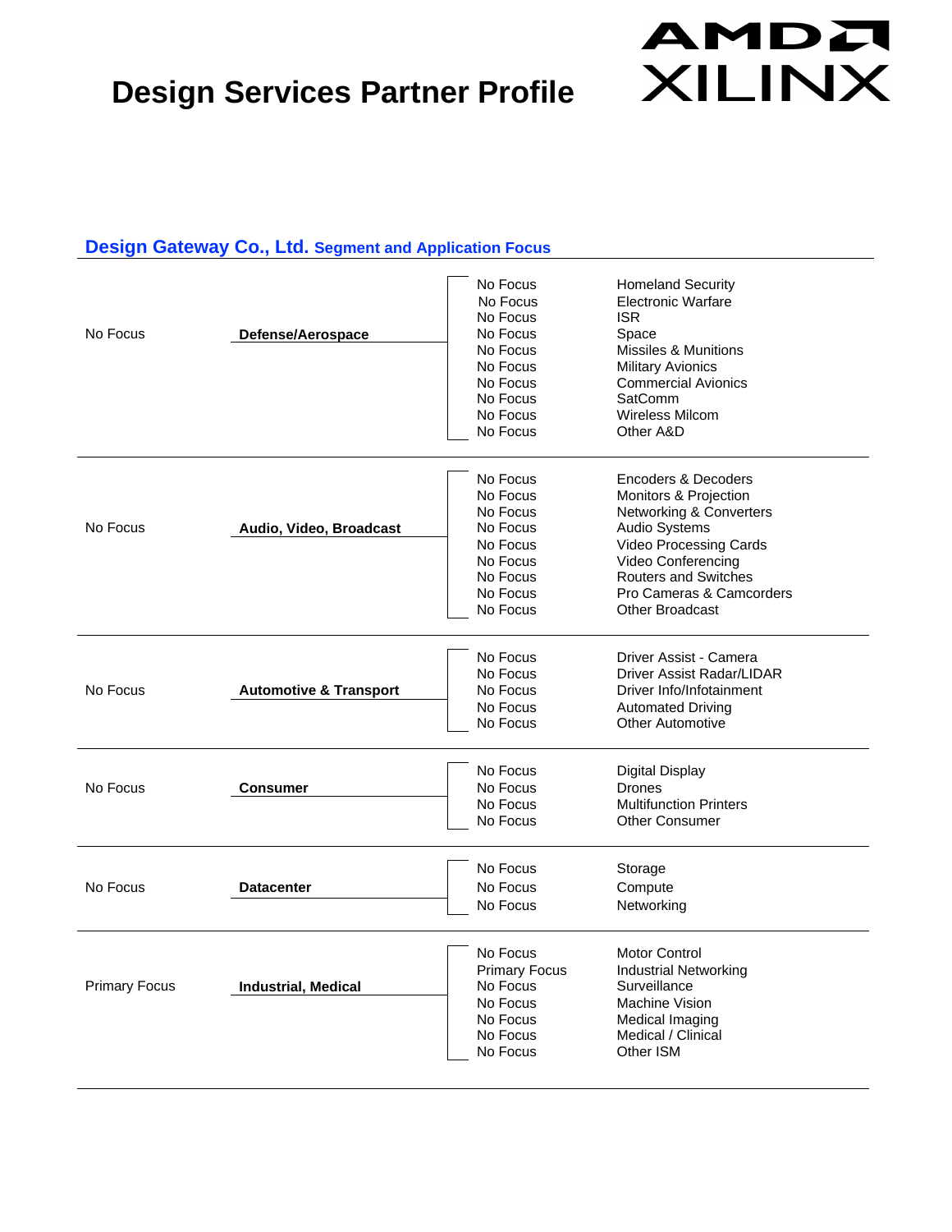# Design Services Partner Profile

## Design Gateway Co., Ltd. Segment and Application Focus

| Segment Focus | Segment | Application Focus | Application |
|---|---|---|---|
| No Focus | **Defense/Aerospace** | No Focus | Homeland Security |
| | | No Focus | Electronic Warfare |
| | | No Focus | ISR |
| | | No Focus | Space |
| | | No Focus | Missiles & Munitions |
| | | No Focus | Military Avionics |
| | | No Focus | Commercial Avionics |
| | | No Focus | SatComm |
| | | No Focus | Wireless Milcom |
| | | No Focus | Other A&D |
| No Focus | **Audio, Video, Broadcast** | No Focus | Encoders & Decoders |
| | | No Focus | Monitors & Projection |
| | | No Focus | Networking & Converters |
| | | No Focus | Audio Systems |
| | | No Focus | Video Processing Cards |
| | | No Focus | Video Conferencing |
| | | No Focus | Routers and Switches |
| | | No Focus | Pro Cameras & Camcorders |
| | | No Focus | Other Broadcast |
| No Focus | **Automotive & Transport** | No Focus | Driver Assist - Camera |
| | | No Focus | Driver Assist Radar/LIDAR |
| | | No Focus | Driver Info/Infotainment |
| | | No Focus | Automated Driving |
| | | No Focus | Other Automotive |
| No Focus | **Consumer** | No Focus | Digital Display |
| | | No Focus | Drones |
| | | No Focus | Multifunction Printers |
| | | No Focus | Other Consumer |
| No Focus | **Datacenter** | No Focus | Storage |
| | | No Focus | Compute |
| | | No Focus | Networking |
| Primary Focus | **Industrial, Medical** | No Focus | Motor Control |
| | | Primary Focus | Industrial Networking |
| | | No Focus | Surveillance |
| | | No Focus | Machine Vision |
| | | No Focus | Medical Imaging |
| | | No Focus | Medical / Clinical |
| | | No Focus | Other ISM |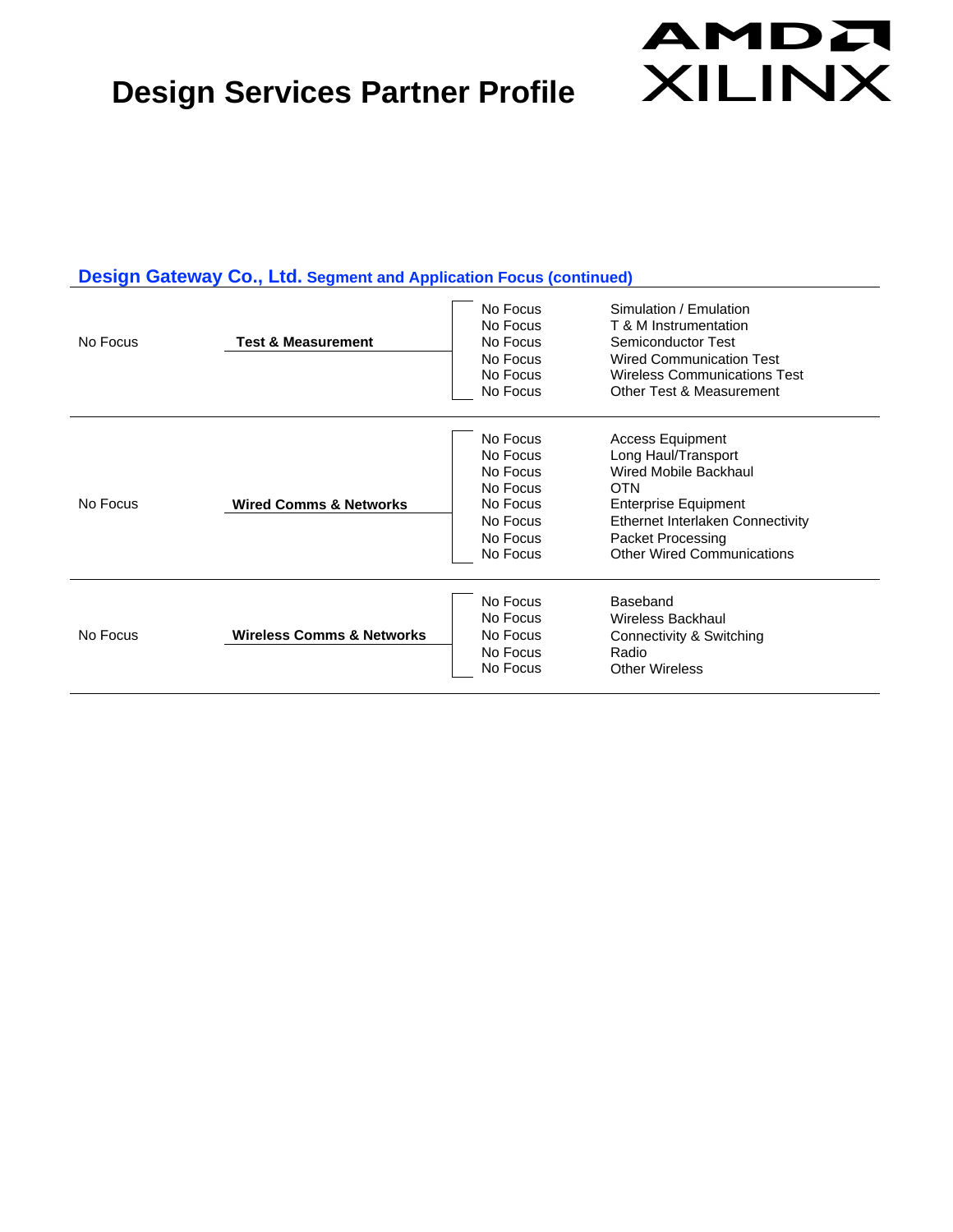# Design Services Partner Profile

## Design Gateway Co., Ltd. Segment and Application Focus (continued)

| Segment Focus | Segment | Application Focus | Application |
|---|---|---|---|
| No Focus | **Test & Measurement** | No Focus | Simulation / Emulation |
| | | No Focus | T & M Instrumentation |
| | | No Focus | Semiconductor Test |
| | | No Focus | Wired Communication Test |
| | | No Focus | Wireless Communications Test |
| | | No Focus | Other Test & Measurement |
| No Focus | **Wired Comms & Networks** | No Focus | Access Equipment |
| | | No Focus | Long Haul/Transport |
| | | No Focus | Wired Mobile Backhaul |
| | | No Focus | OTN |
| | | No Focus | Enterprise Equipment |
| | | No Focus | Ethernet Interlaken Connectivity |
| | | No Focus | Packet Processing |
| | | No Focus | Other Wired Communications |
| No Focus | **Wireless Comms & Networks** | No Focus | Baseband |
| | | No Focus | Wireless Backhaul |
| | | No Focus | Connectivity & Switching |
| | | No Focus | Radio |
| | | No Focus | Other Wireless |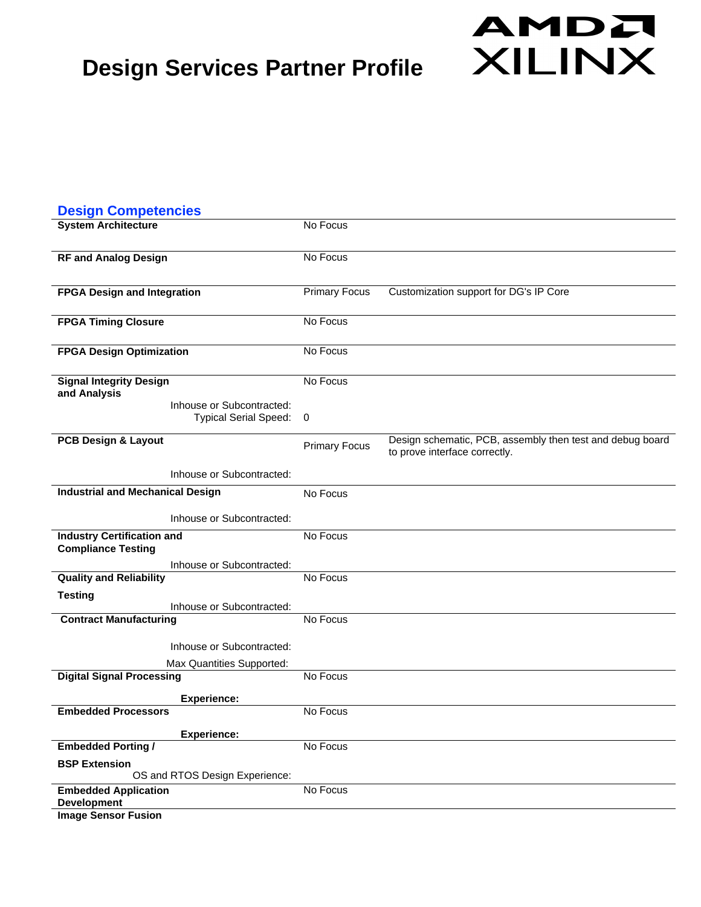# Design Services Partner Profile

## Design Competencies

| Competency | Focus | Description |
|---|---|---|
| **System Architecture** | No Focus | |
| **RF and Analog Design** | No Focus | |
| **FPGA Design and Integration** | Primary Focus | Customization support for DG's IP Core |
| **FPGA Timing Closure** | No Focus | |
| **FPGA Design Optimization** | No Focus | |
| **Signal Integrity Design and Analysis** | No Focus | |
| Inhouse or Subcontracted: | | |
| Typical Serial Speed: | 0 | |
| **PCB Design & Layout** | Primary Focus | Design schematic, PCB, assembly then test and debug board to prove interface correctly. |
| Inhouse or Subcontracted: | | |
| **Industrial and Mechanical Design** | No Focus | |
| Inhouse or Subcontracted: | | |
| **Industry Certification and Compliance Testing** | No Focus | |
| Inhouse or Subcontracted: | | |
| **Quality and Reliability Testing** | No Focus | |
| Inhouse or Subcontracted: | | |
| **Contract Manufacturing** | No Focus | |
| Inhouse or Subcontracted: | | |
| Max Quantities Supported: | | |
| **Digital Signal Processing** | No Focus | |
| **Experience:** | | |
| **Embedded Processors** | No Focus | |
| **Experience:** | | |
| **Embedded Porting / BSP Extension** | No Focus | |
| OS and RTOS Design Experience: | | |
| **Embedded Application Development** | No Focus | |
| **Image Sensor Fusion** | | |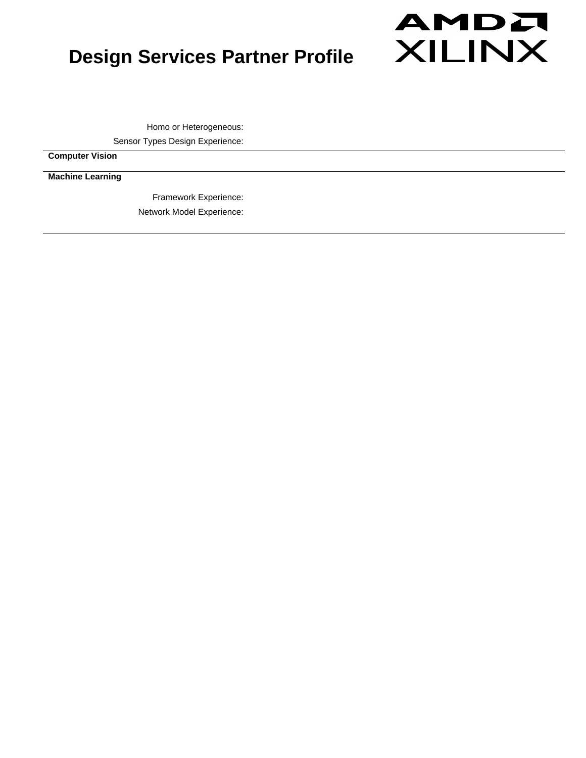# Design Services Partner Profile

Homo or Heterogeneous:

Sensor Types Design Experience:

---

**Computer Vision**

---

**Machine Learning**

Framework Experience:

Network Model Experience:

---